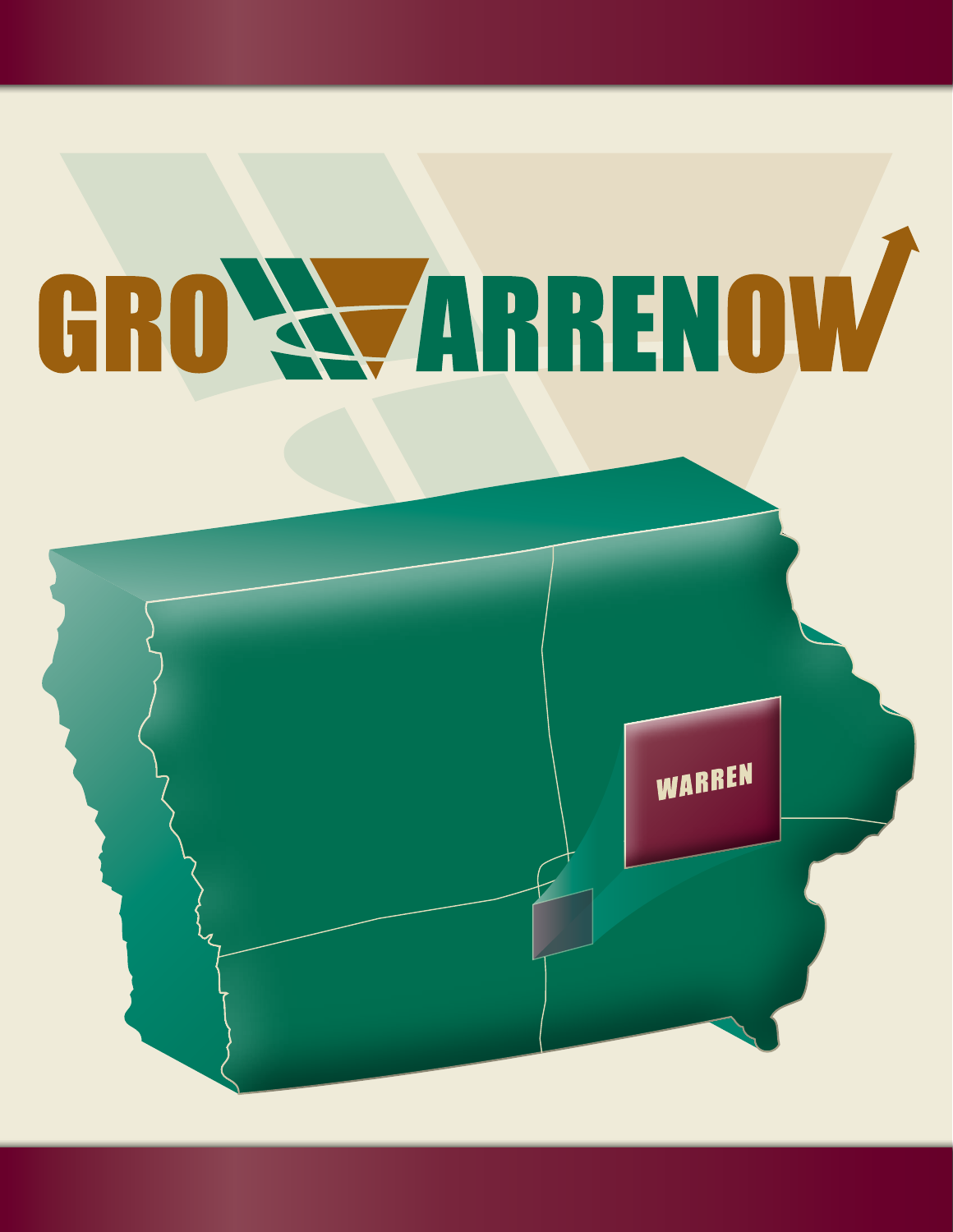# GROW WARREN NOW

WARREN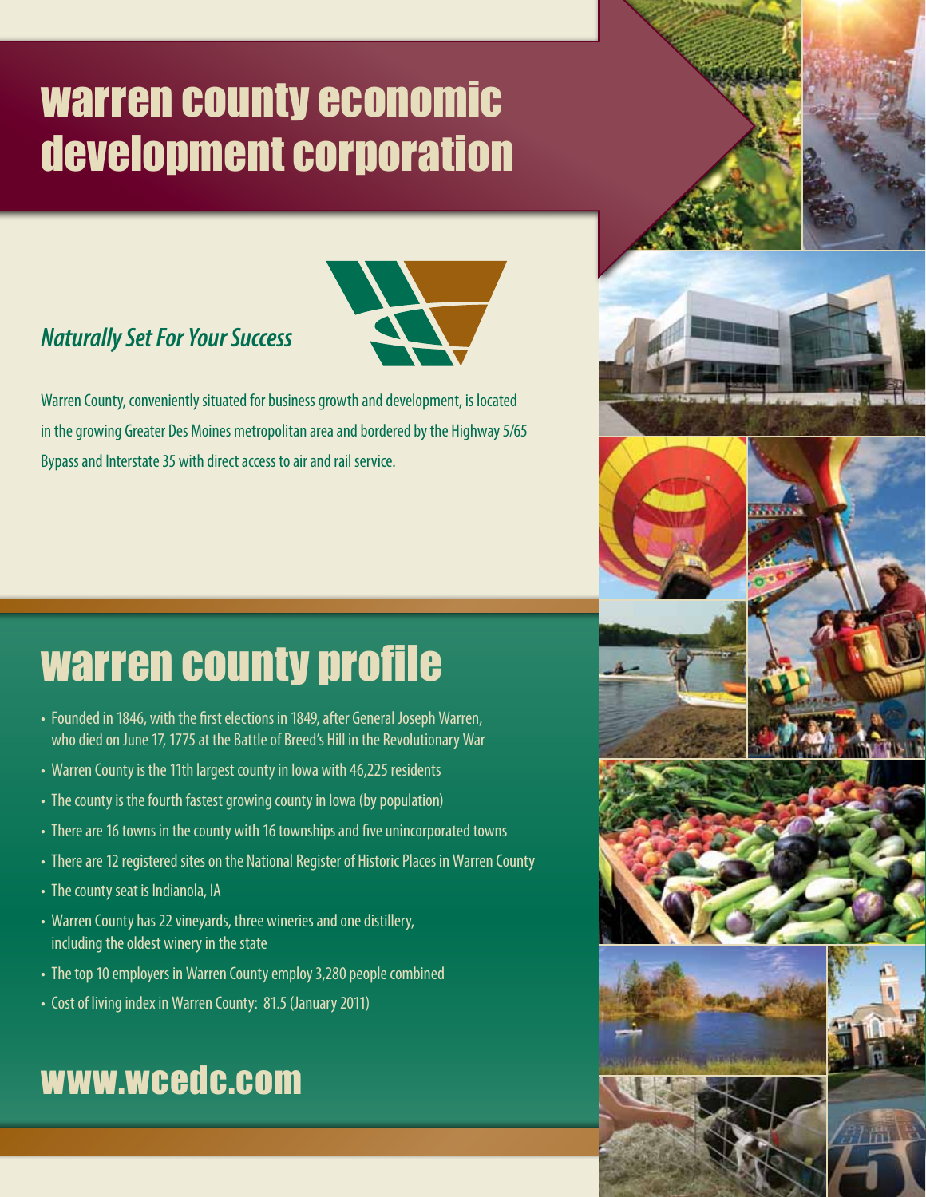# warren county economic development corporation

*Naturally Set For Your Success*

Warren County, conveniently situated for business growth and development, is located in the growing Greater Des Moines metropolitan area and bordered by the Highway 5/65 Bypass and Interstate 35 with direct access to air and rail service.

## warren county profile

- Founded in 1846, with the first elections in 1849, after General Joseph Warren, who died on June 17, 1775 at the Battle of Breed's Hill in the Revolutionary War
- Warren County is the 11th largest county in Iowa with 46,225 residents
- The county is the fourth fastest growing county in Iowa (by population)
- There are 16 towns in the county with 16 townships and five unincorporated towns
- There are 12 registered sites on the National Register of Historic Places in Warren County
- The county seat is Indianola, IA
- Warren County has 22 vineyards, three wineries and one distillery, including the oldest winery in the state
- The top 10 employers in Warren County employ 3,280 people combined
- Cost of living index in Warren County: 81.5 (January 2011)

## www.wcedc.com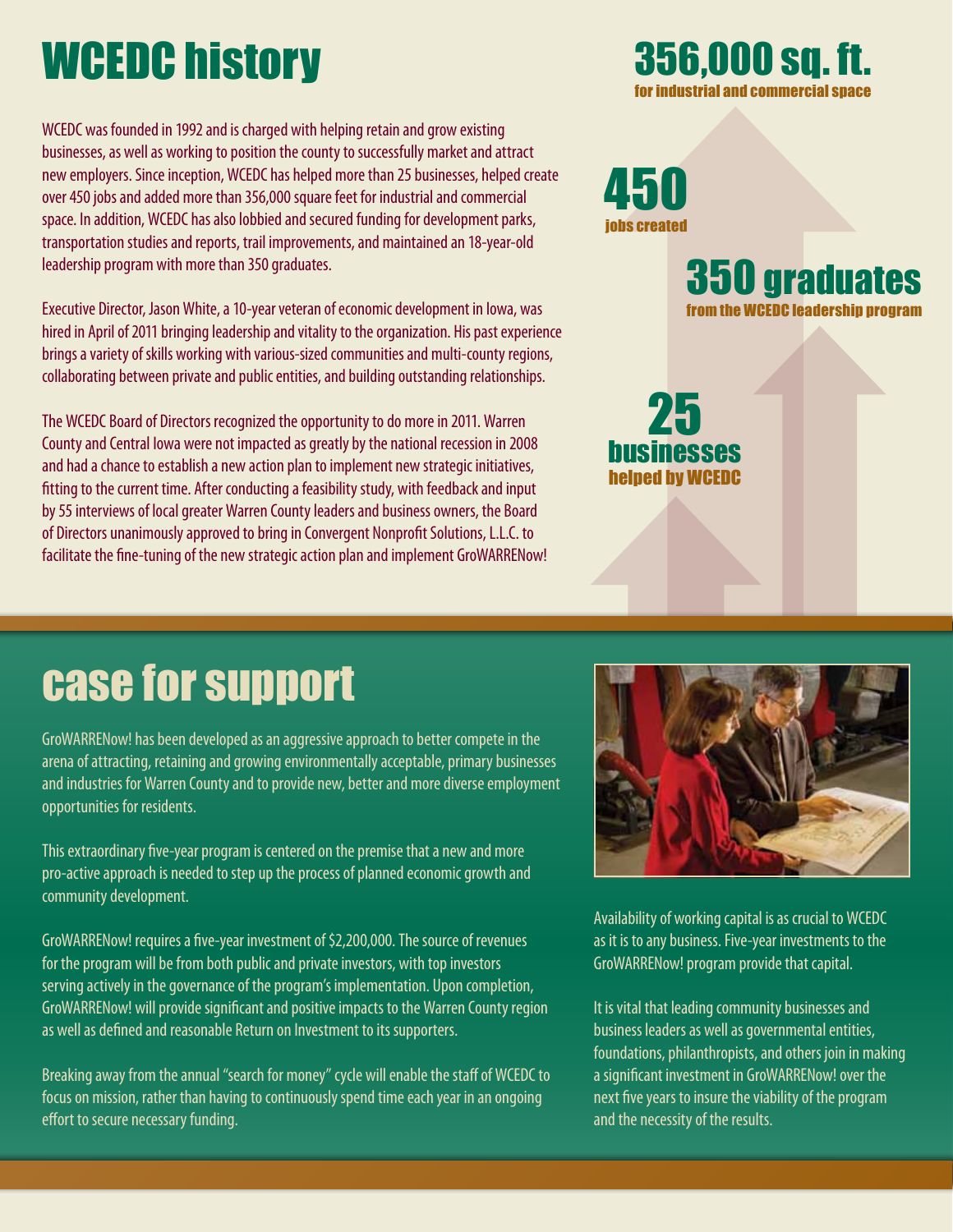# WCEDC history

WCEDC was founded in 1992 and is charged with helping retain and grow existing businesses, as well as working to position the county to successfully market and attract new employers. Since inception, WCEDC has helped more than 25 businesses, helped create over 450 jobs and added more than 356,000 square feet for industrial and commercial space. In addition, WCEDC has also lobbied and secured funding for development parks, transportation studies and reports, trail improvements, and maintained an 18-year-old leadership program with more than 350 graduates.

Executive Director, Jason White, a 10-year veteran of economic development in Iowa, was hired in April of 2011 bringing leadership and vitality to the organization. His past experience brings a variety of skills working with various-sized communities and multi-county regions, collaborating between private and public entities, and building outstanding relationships.

The WCEDC Board of Directors recognized the opportunity to do more in 2011. Warren County and Central Iowa were not impacted as greatly by the national recession in 2008 and had a chance to establish a new action plan to implement new strategic initiatives, fitting to the current time. After conducting a feasibility study, with feedback and input by 55 interviews of local greater Warren County leaders and business owners, the Board of Directors unanimously approved to bring in Convergent Nonprofit Solutions, L.L.C. to facilitate the fine-tuning of the new strategic action plan and implement GroWARRENow!

**356,000 sq. ft.**
for industrial and commercial space

**450**
jobs created

**350 graduates**
from the WCEDC leadership program

**25 businesses**
helped by WCEDC

# case for support

GroWARRENow! has been developed as an aggressive approach to better compete in the arena of attracting, retaining and growing environmentally acceptable, primary businesses and industries for Warren County and to provide new, better and more diverse employment opportunities for residents.

This extraordinary five-year program is centered on the premise that a new and more pro-active approach is needed to step up the process of planned economic growth and community development.

GroWARRENow! requires a five-year investment of $2,200,000. The source of revenues for the program will be from both public and private investors, with top investors serving actively in the governance of the program's implementation. Upon completion, GroWARRENow! will provide significant and positive impacts to the Warren County region as well as defined and reasonable Return on Investment to its supporters.

Breaking away from the annual "search for money" cycle will enable the staff of WCEDC to focus on mission, rather than having to continuously spend time each year in an ongoing effort to secure necessary funding.

Availability of working capital is as crucial to WCEDC as it is to any business. Five-year investments to the GroWARRENow! program provide that capital.

It is vital that leading community businesses and business leaders as well as governmental entities, foundations, philanthropists, and others join in making a significant investment in GroWARRENow! over the next five years to insure the viability of the program and the necessity of the results.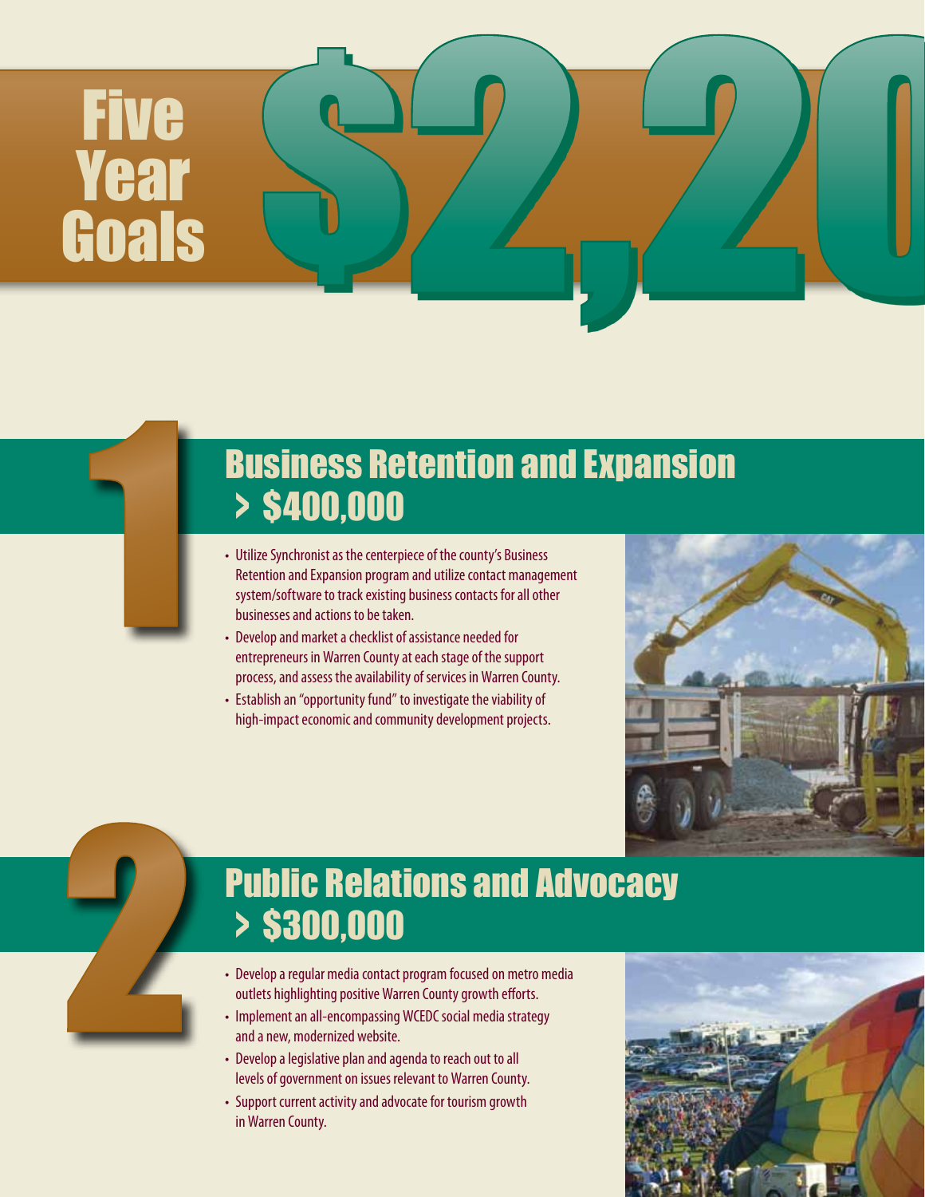# Five Year Goals

$2,20

## 1 Business Retention and Expansion > $400,000

- Utilize Synchronist as the centerpiece of the county's Business Retention and Expansion program and utilize contact management system/software to track existing business contacts for all other businesses and actions to be taken.
- Develop and market a checklist of assistance needed for entrepreneurs in Warren County at each stage of the support process, and assess the availability of services in Warren County.
- Establish an "opportunity fund" to investigate the viability of high-impact economic and community development projects.

## 2 Public Relations and Advocacy > $300,000

- Develop a regular media contact program focused on metro media outlets highlighting positive Warren County growth efforts.
- Implement an all-encompassing WCEDC social media strategy and a new, modernized website.
- Develop a legislative plan and agenda to reach out to all levels of government on issues relevant to Warren County.
- Support current activity and advocate for tourism growth in Warren County.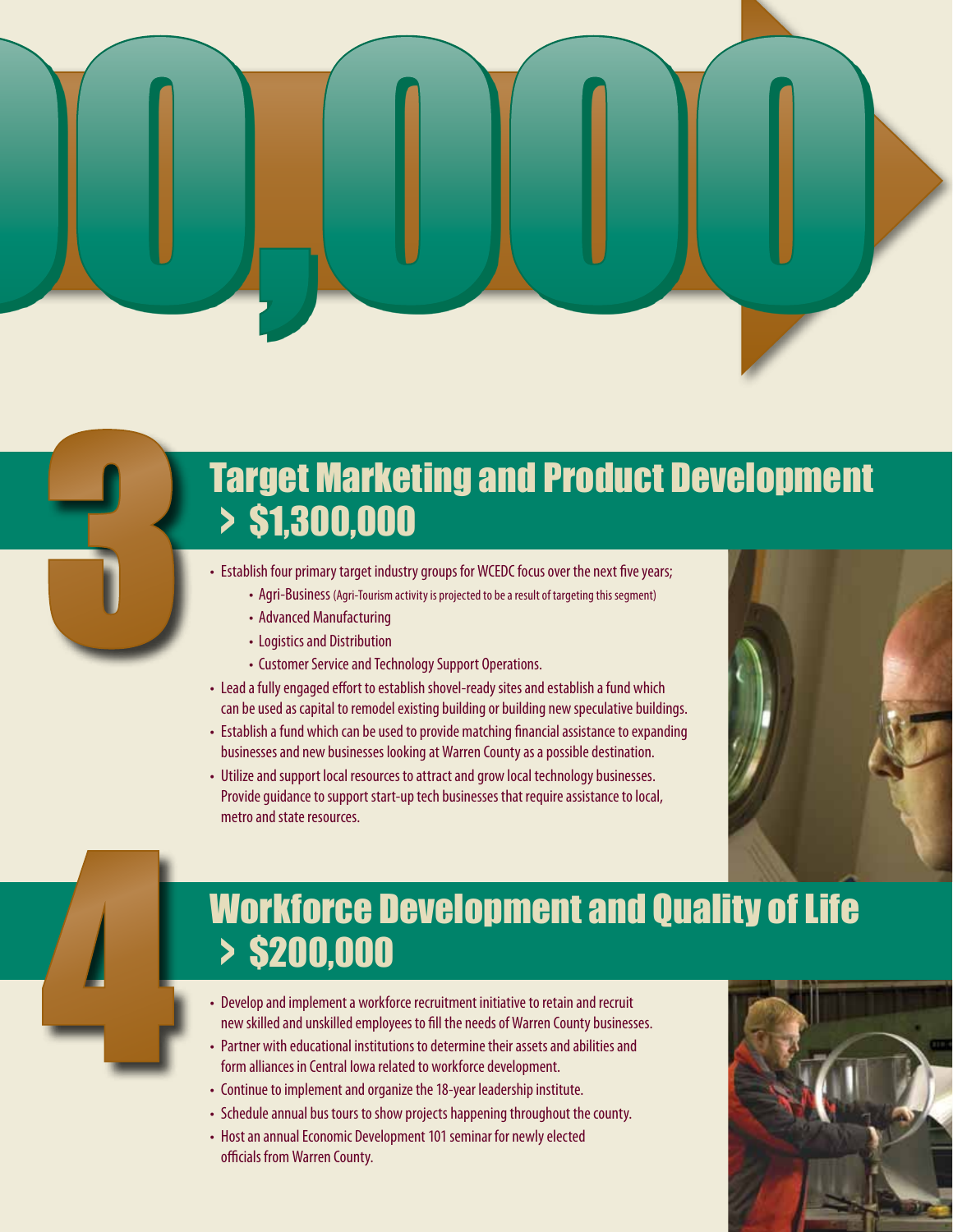## 3 Target Marketing and Product Development > $1,300,000

- Establish four primary target industry groups for WCEDC focus over the next five years;
  - Agri-Business (Agri-Tourism activity is projected to be a result of targeting this segment)
  - Advanced Manufacturing
  - Logistics and Distribution
  - Customer Service and Technology Support Operations.
- Lead a fully engaged effort to establish shovel-ready sites and establish a fund which can be used as capital to remodel existing building or building new speculative buildings.
- Establish a fund which can be used to provide matching financial assistance to expanding businesses and new businesses looking at Warren County as a possible destination.
- Utilize and support local resources to attract and grow local technology businesses. Provide guidance to support start-up tech businesses that require assistance to local, metro and state resources.

## 4 Workforce Development and Quality of Life > $200,000

- Develop and implement a workforce recruitment initiative to retain and recruit new skilled and unskilled employees to fill the needs of Warren County businesses.
- Partner with educational institutions to determine their assets and abilities and form alliances in Central Iowa related to workforce development.
- Continue to implement and organize the 18-year leadership institute.
- Schedule annual bus tours to show projects happening throughout the county.
- Host an annual Economic Development 101 seminar for newly elected officials from Warren County.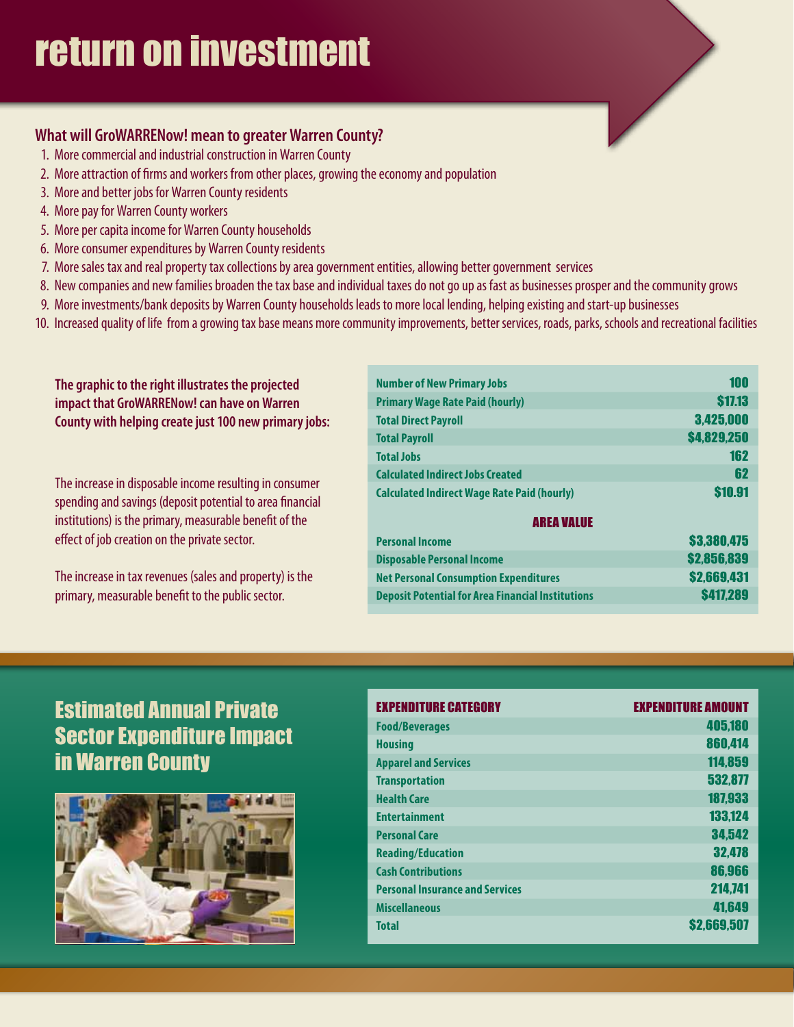# return on investment

### What will GroWARRENow! mean to greater Warren County?

1. More commercial and industrial construction in Warren County
2. More attraction of firms and workers from other places, growing the economy and population
3. More and better jobs for Warren County residents
4. More pay for Warren County workers
5. More per capita income for Warren County households
6. More consumer expenditures by Warren County residents
7. More sales tax and real property tax collections by area government entities, allowing better government services
8. New companies and new families broaden the tax base and individual taxes do not go up as fast as businesses prosper and the community grows
9. More investments/bank deposits by Warren County households leads to more local lending, helping existing and start-up businesses
10. Increased quality of life from a growing tax base means more community improvements, better services, roads, parks, schools and recreational facilities

**The graphic to the right illustrates the projected impact that GroWARRENow! can have on Warren County with helping create just 100 new primary jobs:**

The increase in disposable income resulting in consumer spending and savings (deposit potential to area financial institutions) is the primary, measurable benefit of the effect of job creation on the private sector.

The increase in tax revenues (sales and property) is the primary, measurable benefit to the public sector.

| | |
|---|---|
| **Number of New Primary Jobs** | 100 |
| **Primary Wage Rate Paid (hourly)** | $17.13 |
| **Total Direct Payroll** | 3,425,000 |
| **Total Payroll** | $4,829,250 |
| **Total Jobs** | 162 |
| **Calculated Indirect Jobs Created** | 62 |
| **Calculated Indirect Wage Rate Paid (hourly)** | $10.91 |
| **AREA VALUE** | |
| **Personal Income** | $3,380,475 |
| **Disposable Personal Income** | $2,856,839 |
| **Net Personal Consumption Expenditures** | $2,669,431 |
| **Deposit Potential for Area Financial Institutions** | $417,289 |

## Estimated Annual Private Sector Expenditure Impact in Warren County

| EXPENDITURE CATEGORY | EXPENDITURE AMOUNT |
|---|---|
| Food/Beverages | 405,180 |
| Housing | 860,414 |
| Apparel and Services | 114,859 |
| Transportation | 532,877 |
| Health Care | 187,933 |
| Entertainment | 133,124 |
| Personal Care | 34,542 |
| Reading/Education | 32,478 |
| Cash Contributions | 86,966 |
| Personal Insurance and Services | 214,741 |
| Miscellaneous | 41,649 |
| Total | $2,669,507 |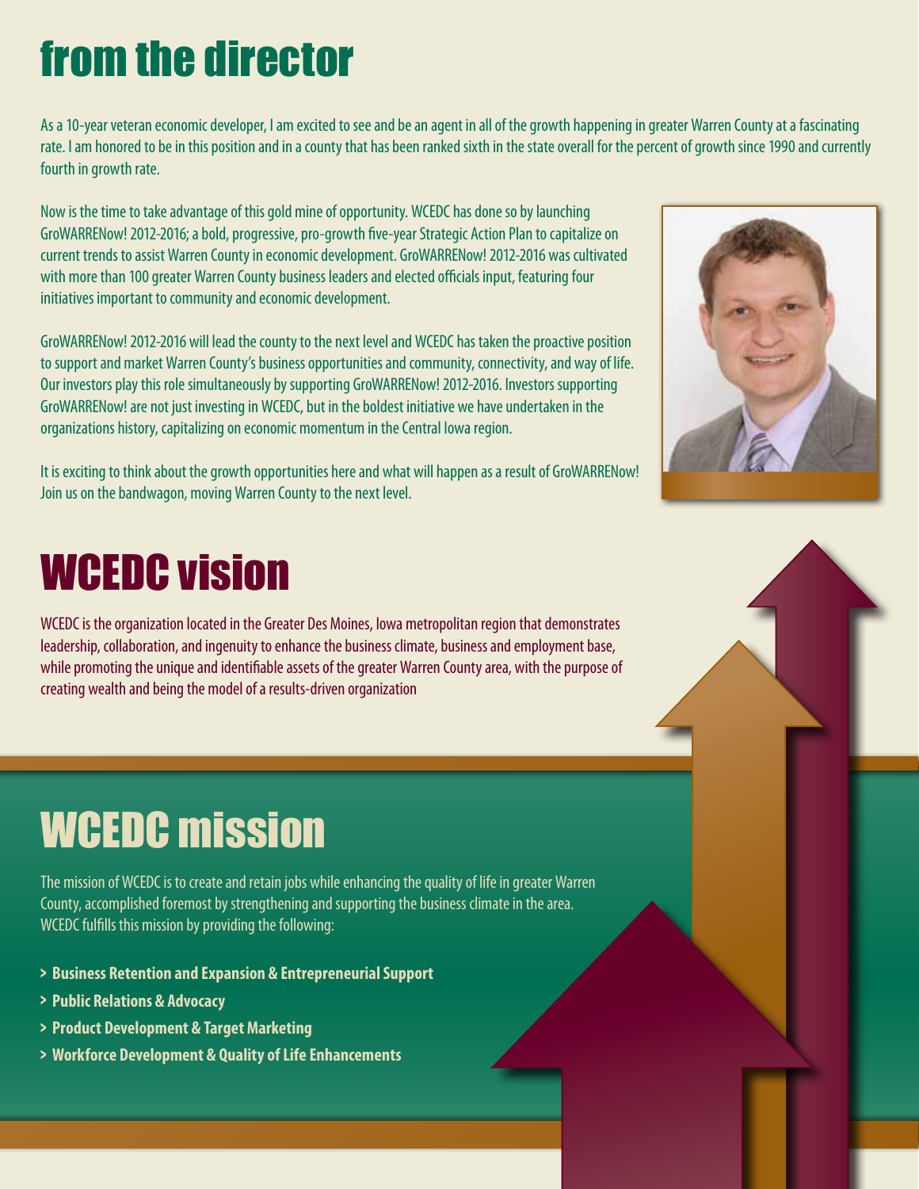# from the director

As a 10-year veteran economic developer, I am excited to see and be an agent in all of the growth happening in greater Warren County at a fascinating rate. I am honored to be in this position and in a county that has been ranked sixth in the state overall for the percent of growth since 1990 and currently fourth in growth rate.

Now is the time to take advantage of this gold mine of opportunity. WCEDC has done so by launching GroWARRENow! 2012-2016; a bold, progressive, pro-growth five-year Strategic Action Plan to capitalize on current trends to assist Warren County in economic development. GroWARRENow! 2012-2016 was cultivated with more than 100 greater Warren County business leaders and elected officials input, featuring four initiatives important to community and economic development.

GroWARRENow! 2012-2016 will lead the county to the next level and WCEDC has taken the proactive position to support and market Warren County's business opportunities and community, connectivity, and way of life. Our investors play this role simultaneously by supporting GroWARRENow! 2012-2016. Investors supporting GroWARRENow! are not just investing in WCEDC, but in the boldest initiative we have undertaken in the organizations history, capitalizing on economic momentum in the Central Iowa region.

It is exciting to think about the growth opportunities here and what will happen as a result of GroWARRENow! Join us on the bandwagon, moving Warren County to the next level.

# WCEDC vision

WCEDC is the organization located in the Greater Des Moines, Iowa metropolitan region that demonstrates leadership, collaboration, and ingenuity to enhance the business climate, business and employment base, while promoting the unique and identifiable assets of the greater Warren County area, with the purpose of creating wealth and being the model of a results-driven organization

# WCEDC mission

The mission of WCEDC is to create and retain jobs while enhancing the quality of life in greater Warren County, accomplished foremost by strengthening and supporting the business climate in the area. WCEDC fulfills this mission by providing the following:

- **Business Retention and Expansion & Entrepreneurial Support**
- **Public Relations & Advocacy**
- **Product Development & Target Marketing**
- **Workforce Development & Quality of Life Enhancements**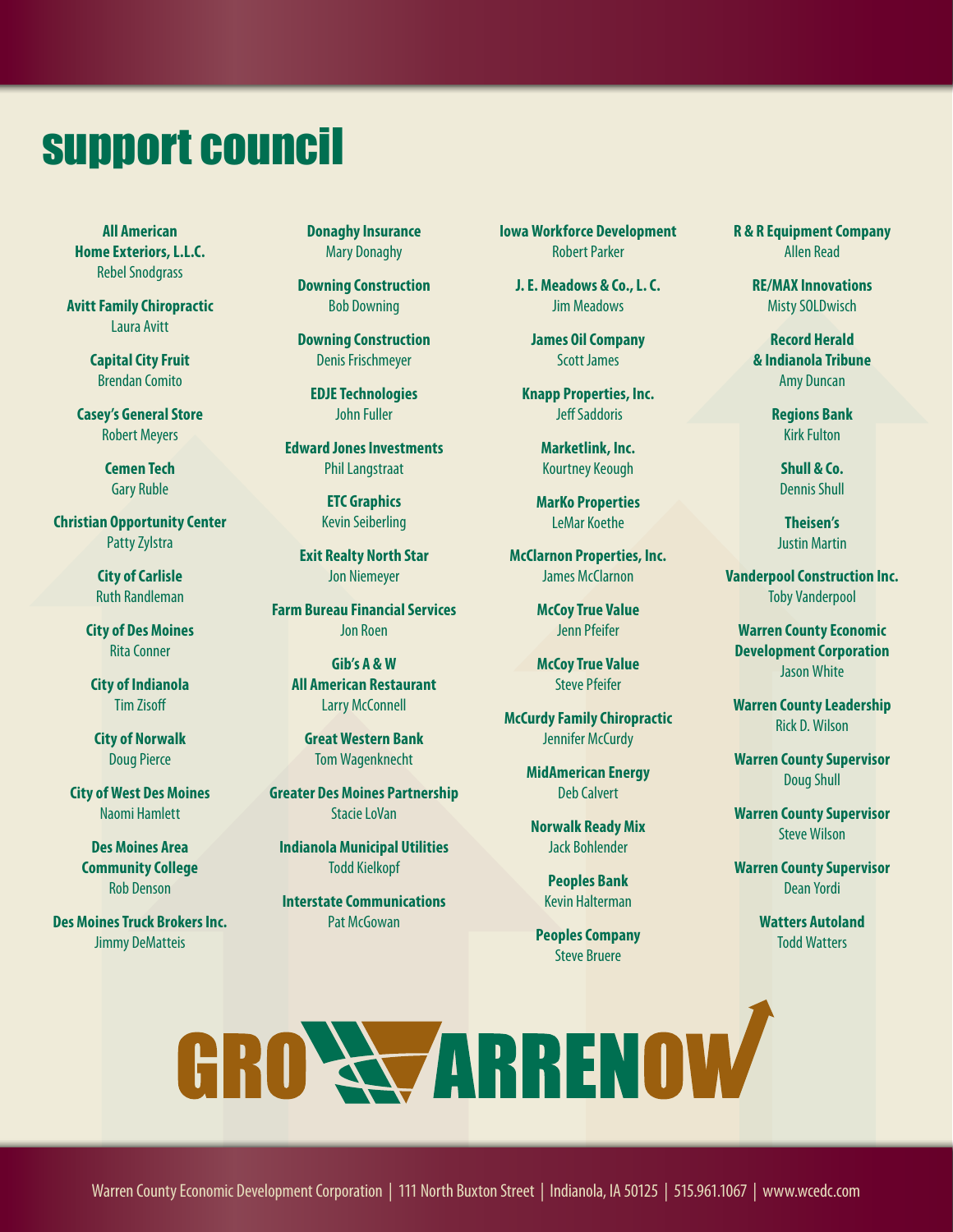# support council

**All American Home Exteriors, L.L.C.**
Rebel Snodgrass

**Avitt Family Chiropractic**
Laura Avitt

**Capital City Fruit**
Brendan Comito

**Casey's General Store**
Robert Meyers

**Cemen Tech**
Gary Ruble

**Christian Opportunity Center**
Patty Zylstra

**City of Carlisle**
Ruth Randleman

**City of Des Moines**
Rita Conner

**City of Indianola**
Tim Zisoff

**City of Norwalk**
Doug Pierce

**City of West Des Moines**
Naomi Hamlett

**Des Moines Area Community College**
Rob Denson

**Des Moines Truck Brokers Inc.**
Jimmy DeMatteis

**Donaghy Insurance**
Mary Donaghy

**Downing Construction**
Bob Downing

**Downing Construction**
Denis Frischmeyer

**EDJE Technologies**
John Fuller

**Edward Jones Investments**
Phil Langstraat

**ETC Graphics**
Kevin Seiberling

**Exit Realty North Star**
Jon Niemeyer

**Farm Bureau Financial Services**
Jon Roen

**Gib's A & W All American Restaurant**
Larry McConnell

**Great Western Bank**
Tom Wagenknecht

**Greater Des Moines Partnership**
Stacie LoVan

**Indianola Municipal Utilities**
Todd Kielkopf

**Interstate Communications**
Pat McGowan

**Iowa Workforce Development**
Robert Parker

**J. E. Meadows & Co., L. C.**
Jim Meadows

**James Oil Company**
Scott James

**Knapp Properties, Inc.**
Jeff Saddoris

**Marketlink, Inc.**
Kourtney Keough

**MarKo Properties**
LeMar Koethe

**McClarnon Properties, Inc.**
James McClarnon

**McCoy True Value**
Jenn Pfeifer

**McCoy True Value**
Steve Pfeifer

**McCurdy Family Chiropractic**
Jennifer McCurdy

**MidAmerican Energy**
Deb Calvert

**Norwalk Ready Mix**
Jack Bohlender

**Peoples Bank**
Kevin Halterman

**Peoples Company**
Steve Bruere

**R & R Equipment Company**
Allen Read

**RE/MAX Innovations**
Misty SOLDwisch

**Record Herald & Indianola Tribune**
Amy Duncan

**Regions Bank**
Kirk Fulton

**Shull & Co.**
Dennis Shull

**Theisen's**
Justin Martin

**Vanderpool Construction Inc.**
Toby Vanderpool

**Warren County Economic Development Corporation**
Jason White

**Warren County Leadership**
Rick D. Wilson

**Warren County Supervisor**
Doug Shull

**Warren County Supervisor**
Steve Wilson

**Warren County Supervisor**
Dean Yordi

**Watters Autoland**
Todd Watters

GROWARRENOW

Warren County Economic Development Corporation | 111 North Buxton Street | Indianola, IA 50125 | 515.961.1067 | www.wcedc.com